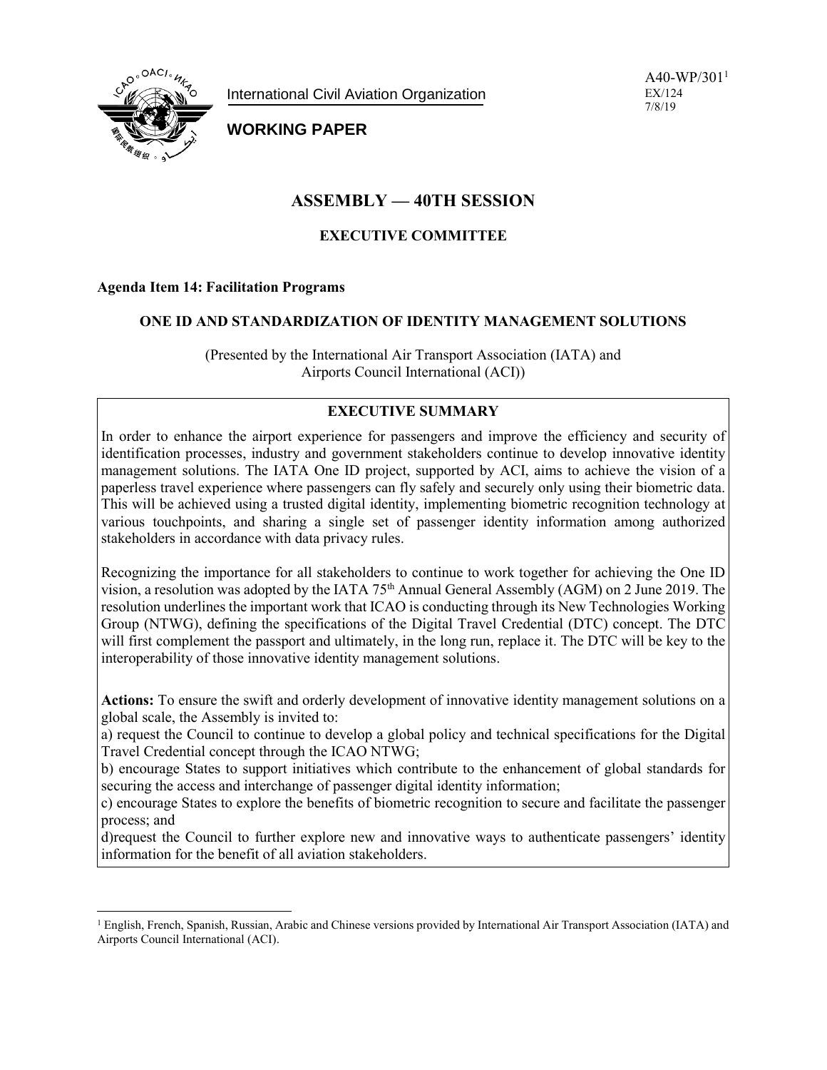International Civil Aviation Organization

**WORKING PAPER**

A40-WP/301[1]
EX/124
7/8/19

# ASSEMBLY — 40TH SESSION

## EXECUTIVE COMMITTEE

**Agenda Item 14: Facilitation Programs**

### ONE ID AND STANDARDIZATION OF IDENTITY MANAGEMENT SOLUTIONS

(Presented by the International Air Transport Association (IATA) and Airports Council International (ACI))

**EXECUTIVE SUMMARY**

In order to enhance the airport experience for passengers and improve the efficiency and security of identification processes, industry and government stakeholders continue to develop innovative identity management solutions. The IATA One ID project, supported by ACI, aims to achieve the vision of a paperless travel experience where passengers can fly safely and securely only using their biometric data. This will be achieved using a trusted digital identity, implementing biometric recognition technology at various touchpoints, and sharing a single set of passenger identity information among authorized stakeholders in accordance with data privacy rules.

Recognizing the importance for all stakeholders to continue to work together for achieving the One ID vision, a resolution was adopted by the IATA 75th Annual General Assembly (AGM) on 2 June 2019. The resolution underlines the important work that ICAO is conducting through its New Technologies Working Group (NTWG), defining the specifications of the Digital Travel Credential (DTC) concept. The DTC will first complement the passport and ultimately, in the long run, replace it. The DTC will be key to the interoperability of those innovative identity management solutions.

**Actions:** To ensure the swift and orderly development of innovative identity management solutions on a global scale, the Assembly is invited to:
a) request the Council to continue to develop a global policy and technical specifications for the Digital Travel Credential concept through the ICAO NTWG;
b) encourage States to support initiatives which contribute to the enhancement of global standards for securing the access and interchange of passenger digital identity information;
c) encourage States to explore the benefits of biometric recognition to secure and facilitate the passenger process; and
d)request the Council to further explore new and innovative ways to authenticate passengers' identity information for the benefit of all aviation stakeholders.

[1] English, French, Spanish, Russian, Arabic and Chinese versions provided by International Air Transport Association (IATA) and Airports Council International (ACI).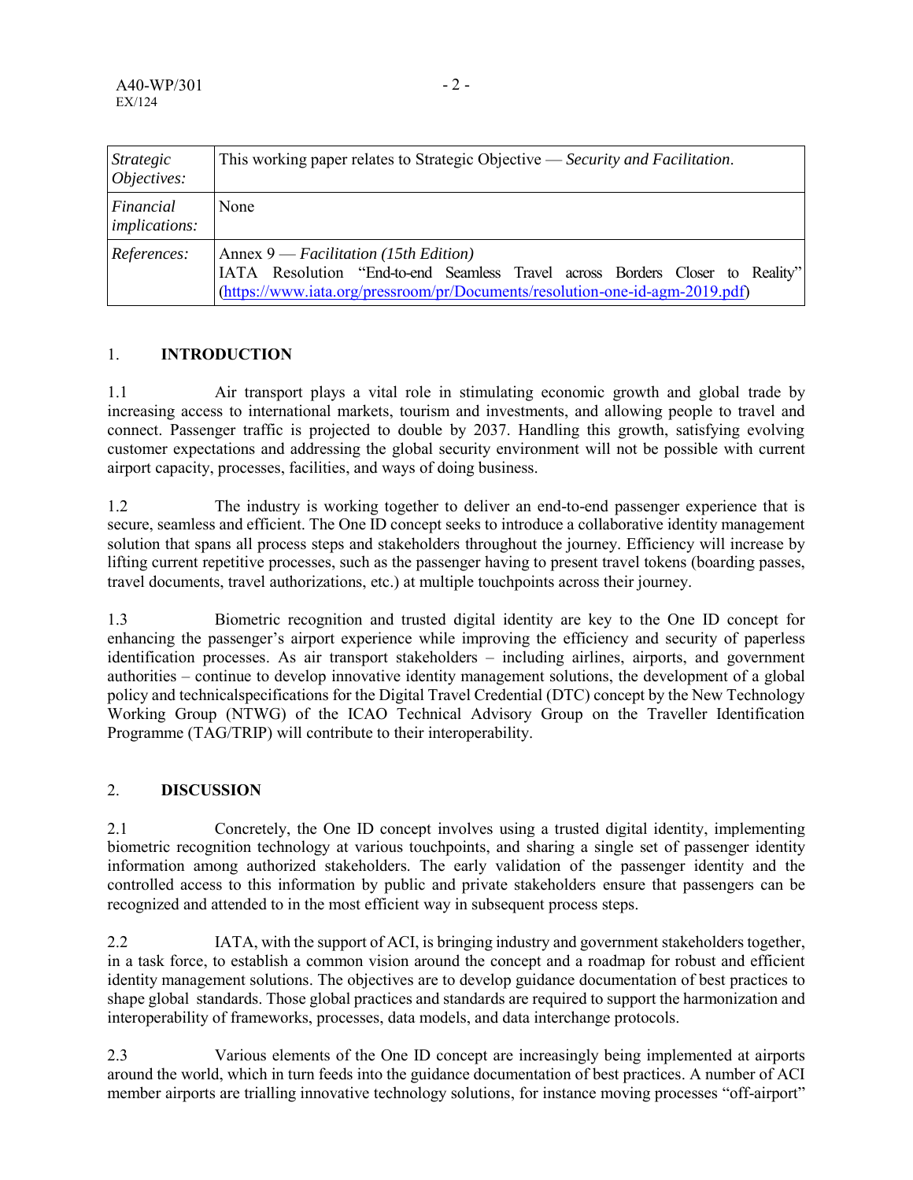| | |
|---|---|
| *Strategic Objectives:* | This working paper relates to Strategic Objective — *Security and Facilitation*. |
| *Financial implications:* | None |
| *References:* | Annex 9 — *Facilitation (15th Edition)*<br>IATA Resolution "End-to-end Seamless Travel across Borders Closer to Reality" (https://www.iata.org/pressroom/pr/Documents/resolution-one-id-agm-2019.pdf) |

## 1. INTRODUCTION

1.1 Air transport plays a vital role in stimulating economic growth and global trade by increasing access to international markets, tourism and investments, and allowing people to travel and connect. Passenger traffic is projected to double by 2037. Handling this growth, satisfying evolving customer expectations and addressing the global security environment will not be possible with current airport capacity, processes, facilities, and ways of doing business.

1.2 The industry is working together to deliver an end-to-end passenger experience that is secure, seamless and efficient. The One ID concept seeks to introduce a collaborative identity management solution that spans all process steps and stakeholders throughout the journey. Efficiency will increase by lifting current repetitive processes, such as the passenger having to present travel tokens (boarding passes, travel documents, travel authorizations, etc.) at multiple touchpoints across their journey.

1.3 Biometric recognition and trusted digital identity are key to the One ID concept for enhancing the passenger's airport experience while improving the efficiency and security of paperless identification processes. As air transport stakeholders – including airlines, airports, and government authorities – continue to develop innovative identity management solutions, the development of a global policy and technicalspecifications for the Digital Travel Credential (DTC) concept by the New Technology Working Group (NTWG) of the ICAO Technical Advisory Group on the Traveller Identification Programme (TAG/TRIP) will contribute to their interoperability.

## 2. DISCUSSION

2.1 Concretely, the One ID concept involves using a trusted digital identity, implementing biometric recognition technology at various touchpoints, and sharing a single set of passenger identity information among authorized stakeholders. The early validation of the passenger identity and the controlled access to this information by public and private stakeholders ensure that passengers can be recognized and attended to in the most efficient way in subsequent process steps.

2.2 IATA, with the support of ACI, is bringing industry and government stakeholders together, in a task force, to establish a common vision around the concept and a roadmap for robust and efficient identity management solutions. The objectives are to develop guidance documentation of best practices to shape global standards. Those global practices and standards are required to support the harmonization and interoperability of frameworks, processes, data models, and data interchange protocols.

2.3 Various elements of the One ID concept are increasingly being implemented at airports around the world, which in turn feeds into the guidance documentation of best practices. A number of ACI member airports are trialling innovative technology solutions, for instance moving processes "off-airport"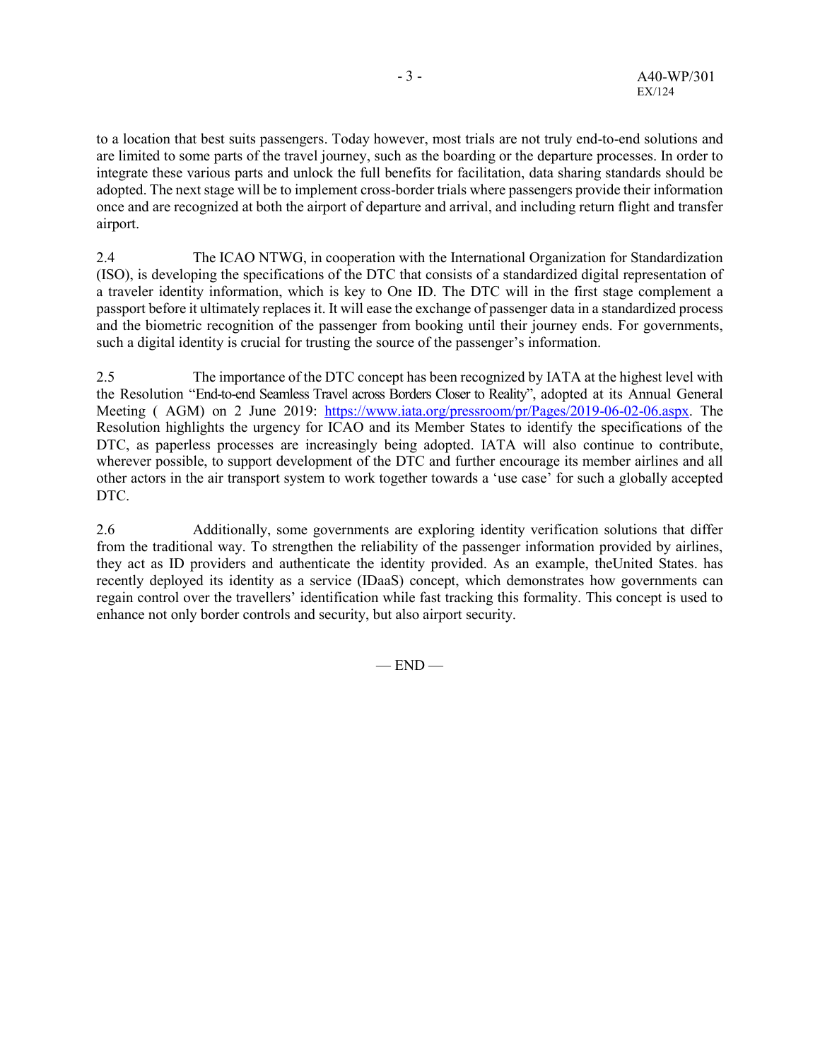to a location that best suits passengers. Today however, most trials are not truly end-to-end solutions and are limited to some parts of the travel journey, such as the boarding or the departure processes. In order to integrate these various parts and unlock the full benefits for facilitation, data sharing standards should be adopted. The next stage will be to implement cross-border trials where passengers provide their information once and are recognized at both the airport of departure and arrival, and including return flight and transfer airport.

2.4 The ICAO NTWG, in cooperation with the International Organization for Standardization (ISO), is developing the specifications of the DTC that consists of a standardized digital representation of a traveler identity information, which is key to One ID. The DTC will in the first stage complement a passport before it ultimately replaces it. It will ease the exchange of passenger data in a standardized process and the biometric recognition of the passenger from booking until their journey ends. For governments, such a digital identity is crucial for trusting the source of the passenger's information.

2.5 The importance of the DTC concept has been recognized by IATA at the highest level with the Resolution "End-to-end Seamless Travel across Borders Closer to Reality", adopted at its Annual General Meeting ( AGM) on 2 June 2019: https://www.iata.org/pressroom/pr/Pages/2019-06-02-06.aspx. The Resolution highlights the urgency for ICAO and its Member States to identify the specifications of the DTC, as paperless processes are increasingly being adopted. IATA will also continue to contribute, wherever possible, to support development of the DTC and further encourage its member airlines and all other actors in the air transport system to work together towards a 'use case' for such a globally accepted DTC.

2.6 Additionally, some governments are exploring identity verification solutions that differ from the traditional way. To strengthen the reliability of the passenger information provided by airlines, they act as ID providers and authenticate the identity provided. As an example, theUnited States. has recently deployed its identity as a service (IDaaS) concept, which demonstrates how governments can regain control over the travellers' identification while fast tracking this formality. This concept is used to enhance not only border controls and security, but also airport security.

— END —